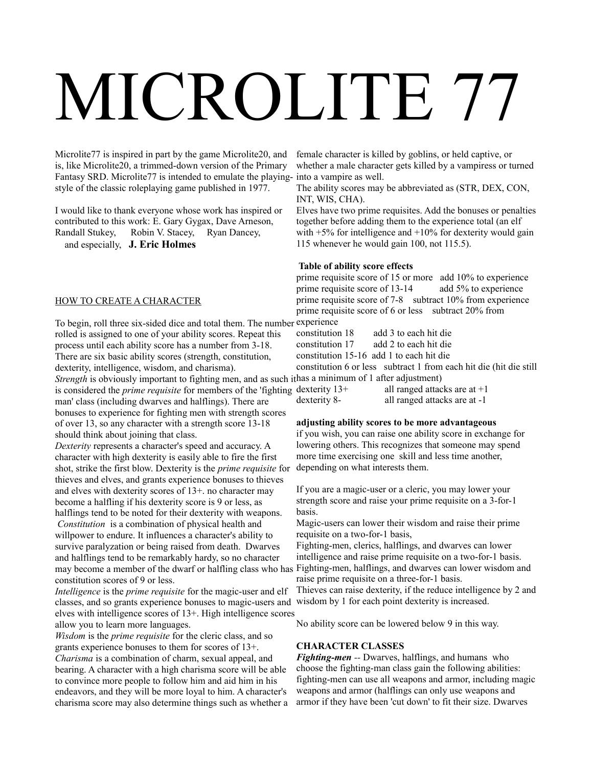# MICROLITE 77

Microlite77 is inspired in part by the game Microlite20, and is, like Microlite20, a trimmed-down version of the Primary Fantasy SRD. Microlite77 is intended to emulate the playing-style of the classic roleplaying game published in 1977.

I would like to thank everyone whose work has inspired or contributed to this work: E. Gary Gygax, Dave Arneson, Randall Stukey, Robin V. Stacey, Ryan Dancey, and especially, **J. Eric Holmes**

## HOW TO CREATE A CHARACTER

To begin, roll three six-sided dice and total them. The number rolled is assigned to one of your ability scores. Repeat this process until each ability score has a number from 3-18. There are six basic ability scores (strength, constitution, dexterity, intelligence, wisdom, and charisma).

*Strength* is obviously important to fighting men, and as such it is considered the *prime requisite* for members of the 'fighting man' class (including dwarves and halflings). There are bonuses to experience for fighting men with strength scores of over 13, so any character with a strength score 13-18 should think about joining that class.

*Dexterity* represents a character's speed and accuracy. A character with high dexterity is easily able to fire the first shot, strike the first blow. Dexterity is the *prime requisite* for thieves and elves, and grants experience bonuses to thieves and elves with dexterity scores of 13+. no character may become a halfling if his dexterity score is 9 or less, as halflings tend to be noted for their dexterity with weapons.

*Constitution* is a combination of physical health and willpower to endure. It influences a character's ability to survive paralyzation or being raised from death. Dwarves and halflings tend to be remarkably hardy, so no character may become a member of the dwarf or halfling class who has constitution scores of 9 or less.

*Intelligence* is the *prime requisite* for the magic-user and elf classes, and so grants experience bonuses to magic-users and elves with intelligence scores of 13+. High intelligence scores allow you to learn more languages.

*Wisdom* is the *prime requisite* for the cleric class, and so grants experience bonuses to them for scores of 13+.

*Charisma* is a combination of charm, sexual appeal, and bearing. A character with a high charisma score will be able to convince more people to follow him and aid him in his endeavors, and they will be more loyal to him. A character's charisma score may also determine things such as whether a female character is killed by goblins, or held captive, or whether a male character gets killed by a vampiress or turned into a vampire as well.

The ability scores may be abbreviated as (STR, DEX, CON, INT, WIS, CHA).

Elves have two prime requisites. Add the bonuses or penalties together before adding them to the experience total (an elf with +5% for intelligence and +10% for dexterity would gain 115 whenever he would gain 100, not 115.5).

**Table of ability score effects**

prime requisite score of 15 or more   add 10% to experience
prime requisite score of 13-14   add 5% to experience
prime requisite score of 7-8   subtract 10% from experience
prime requisite score of 6 or less   subtract 20% from experience
constitution 18   add 3 to each hit die
constitution 17   add 2 to each hit die
constitution 15-16   add 1 to each hit die
constitution 6 or less   subtract 1 from each hit die (hit die still has a minimum of 1 after adjustment)
dexterity 13+   all ranged attacks are at +1
dexterity 8-   all ranged attacks are at -1

**adjusting ability scores to be more advantageous**

if you wish, you can raise one ability score in exchange for lowering others. This recognizes that someone may spend more time exercising one skill and less time another, depending on what interests them.

If you are a magic-user or a cleric, you may lower your strength score and raise your prime requisite on a 3-for-1 basis.

Magic-users can lower their wisdom and raise their prime requisite on a two-for-1 basis,

Fighting-men, clerics, halflings, and dwarves can lower intelligence and raise prime requisite on a two-for-1 basis.

Fighting-men, halflings, and dwarves can lower wisdom and raise prime requisite on a three-for-1 basis.

Thieves can raise dexterity, if the reduce intelligence by 2 and wisdom by 1 for each point dexterity is increased.

No ability score can be lowered below 9 in this way.

### CHARACTER CLASSES

***Fighting-men*** -- Dwarves, halflings, and humans who choose the fighting-man class gain the following abilities: fighting-men can use all weapons and armor, including magic weapons and armor (halflings can only use weapons and armor if they have been 'cut down' to fit their size. Dwarves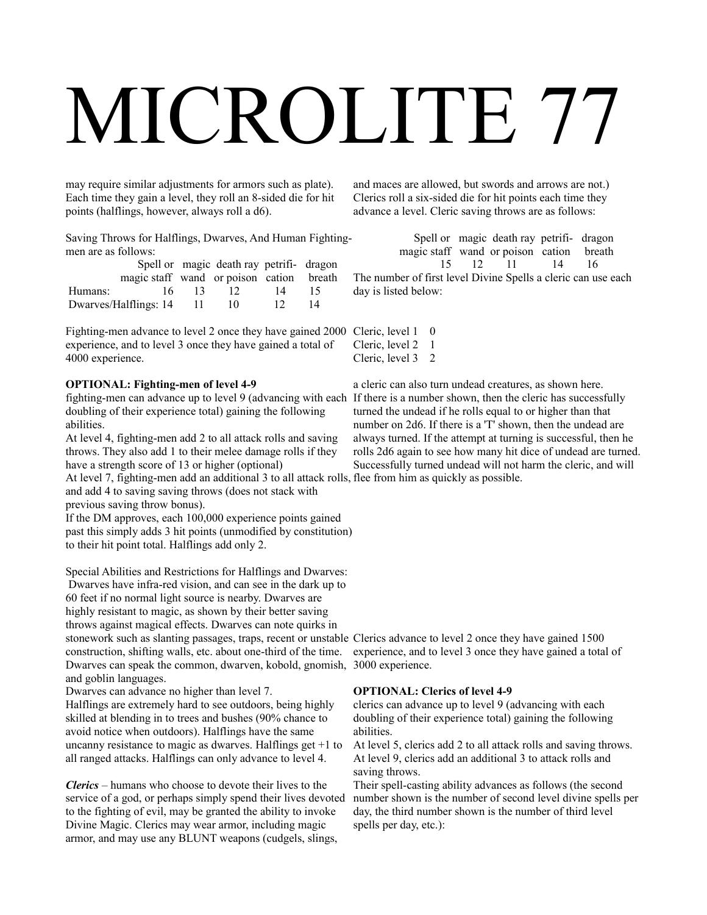# MICROLITE 77

may require similar adjustments for armors such as plate). Each time they gain a level, they roll an 8-sided die for hit points (halflings, however, always roll a d6).

Saving Throws for Halflings, Dwarves, And Human Fighting-men are as follows:

| | Spell or magic staff | magic wand | death ray or poison | petrification | dragon breath |
|---|---|---|---|---|---|
| Humans: | 16 | 13 | 12 | 14 | 15 |
| Dwarves/Halflings: | 14 | 11 | 10 | 12 | 14 |

Fighting-men advance to level 2 once they have gained 2000 experience, and to level 3 once they have gained a total of 4000 experience.

**OPTIONAL: Fighting-men of level 4-9**

fighting-men can advance up to level 9 (advancing with each doubling of their experience total) gaining the following abilities.

At level 4, fighting-men add 2 to all attack rolls and saving throws. They also add 1 to their melee damage rolls if they have a strength score of 13 or higher (optional)

At level 7, fighting-men add an additional 3 to all attack rolls, and add 4 to saving saving throws (does not stack with previous saving throw bonus).

If the DM approves, each 100,000 experience points gained past this simply adds 3 hit points (unmodified by constitution) to their hit point total. Halflings add only 2.

Special Abilities and Restrictions for Halflings and Dwarves:
Dwarves have infra-red vision, and can see in the dark up to 60 feet if no normal light source is nearby. Dwarves are highly resistant to magic, as shown by their better saving throws against magical effects. Dwarves can note quirks in stonework such as slanting passages, traps, recent or unstable construction, shifting walls, etc. about one-third of the time. Dwarves can speak the common, dwarven, kobold, gnomish, and goblin languages.

Dwarves can advance no higher than level 7.

Halflings are extremely hard to see outdoors, being highly skilled at blending in to trees and bushes (90% chance to avoid notice when outdoors). Halflings have the same uncanny resistance to magic as dwarves. Halflings get +1 to all ranged attacks. Halflings can only advance to level 4.

***Clerics*** – humans who choose to devote their lives to the service of a god, or perhaps simply spend their lives devoted to the fighting of evil, may be granted the ability to invoke Divine Magic. Clerics may wear armor, including magic armor, and may use any BLUNT weapons (cudgels, slings, and maces are allowed, but swords and arrows are not.) Clerics roll a six-sided die for hit points each time they advance a level. Cleric saving throws are as follows:

| Spell or magic staff | magic wand | death ray or poison | petrification | dragon breath |
|---|---|---|---|---|
| 15 | 12 | 11 | 14 | 16 |

The number of first level Divine Spells a cleric can use each day is listed below:

| | |
|---|---|
| Cleric, level 1 | 0 |
| Cleric, level 2 | 1 |
| Cleric, level 3 | 2 |

a cleric can also turn undead creatures, as shown here. If there is a number shown, then the cleric has successfully turned the undead if he rolls equal to or higher than that number on 2d6. If there is a 'T' shown, then the undead are always turned. If the attempt at turning is successful, then he rolls 2d6 again to see how many hit dice of undead are turned. Successfully turned undead will not harm the cleric, and will flee from him as quickly as possible.

Clerics advance to level 2 once they have gained 1500 experience, and to level 3 once they have gained a total of 3000 experience.

**OPTIONAL: Clerics of level 4-9**

clerics can advance up to level 9 (advancing with each doubling of their experience total) gaining the following abilities.

At level 5, clerics add 2 to all attack rolls and saving throws.

At level 9, clerics add an additional 3 to attack rolls and saving throws.

Their spell-casting ability advances as follows (the second number shown is the number of second level divine spells per day, the third number shown is the number of third level spells per day, etc.):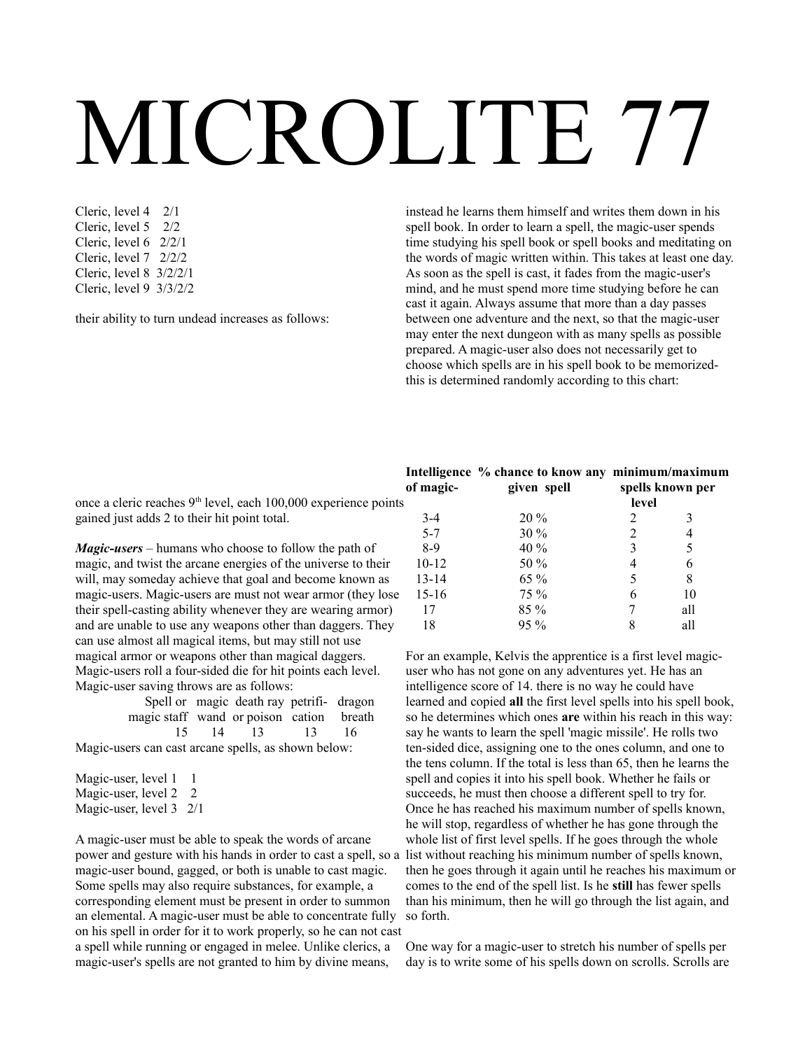# MICROLITE 77

Cleric, level 4 2/1
Cleric, level 5 2/2
Cleric, level 6 2/2/1
Cleric, level 7 2/2/2
Cleric, level 8 3/2/2/1
Cleric, level 9 3/3/2/2

their ability to turn undead increases as follows:

once a cleric reaches 9th level, each 100,000 experience points gained just adds 2 to their hit point total.

***Magic-users*** – humans who choose to follow the path of magic, and twist the arcane energies of the universe to their will, may someday achieve that goal and become known as magic-users. Magic-users are must not wear armor (they lose their spell-casting ability whenever they are wearing armor) and are unable to use any weapons other than daggers. They can use almost all magical items, but may still not use magical armor or weapons other than magical daggers. Magic-users roll a four-sided die for hit points each level. Magic-user saving throws are as follows:

| Spell or magic staff | magic wand | death ray or poison | petrification | dragon breath |
|---|---|---|---|---|
| 15 | 14 | 13 | 13 | 16 |

Magic-users can cast arcane spells, as shown below:

Magic-user, level 1 1
Magic-user, level 2 2
Magic-user, level 3 2/1

A magic-user must be able to speak the words of arcane power and gesture with his hands in order to cast a spell, so a magic-user bound, gagged, or both is unable to cast magic. Some spells may also require substances, for example, a corresponding element must be present in order to summon an elemental. A magic-user must be able to concentrate fully on his spell in order for it to work properly, so he can not cast a spell while running or engaged in melee. Unlike clerics, a magic-user's spells are not granted to him by divine means, instead he learns them himself and writes them down in his spell book. In order to learn a spell, the magic-user spends time studying his spell book or spell books and meditating on the words of magic written within. This takes at least one day. As soon as the spell is cast, it fades from the magic-user's mind, and he must spend more time studying before he can cast it again. Always assume that more than a day passes between one adventure and the next, so that the magic-user may enter the next dungeon with as many spells as possible prepared. A magic-user also does not necessarily get to choose which spells are in his spell book to be memorized- this is determined randomly according to this chart:

| Intelligence of magic- | % chance to know any given spell | minimum/maximum spells known per level | |
|---|---|---|---|
| 3-4 | 20 % | 2 | 3 |
| 5-7 | 30 % | 2 | 4 |
| 8-9 | 40 % | 3 | 5 |
| 10-12 | 50 % | 4 | 6 |
| 13-14 | 65 % | 5 | 8 |
| 15-16 | 75 % | 6 | 10 |
| 17 | 85 % | 7 | all |
| 18 | 95 % | 8 | all |

For an example, Kelvis the apprentice is a first level magic-user who has not gone on any adventures yet. He has an intelligence score of 14. there is no way he could have learned and copied **all** the first level spells into his spell book, so he determines which ones **are** within his reach in this way: say he wants to learn the spell 'magic missile'. He rolls two ten-sided dice, assigning one to the ones column, and one to the tens column. If the total is less than 65, then he learns the spell and copies it into his spell book. Whether he fails or succeeds, he must then choose a different spell to try for. Once he has reached his maximum number of spells known, he will stop, regardless of whether he has gone through the whole list of first level spells. If he goes through the whole list without reaching his minimum number of spells known, then he goes through it again until he reaches his maximum or comes to the end of the spell list. Is he **still** has fewer spells than his minimum, then he will go through the list again, and so forth.

One way for a magic-user to stretch his number of spells per day is to write some of his spells down on scrolls. Scrolls are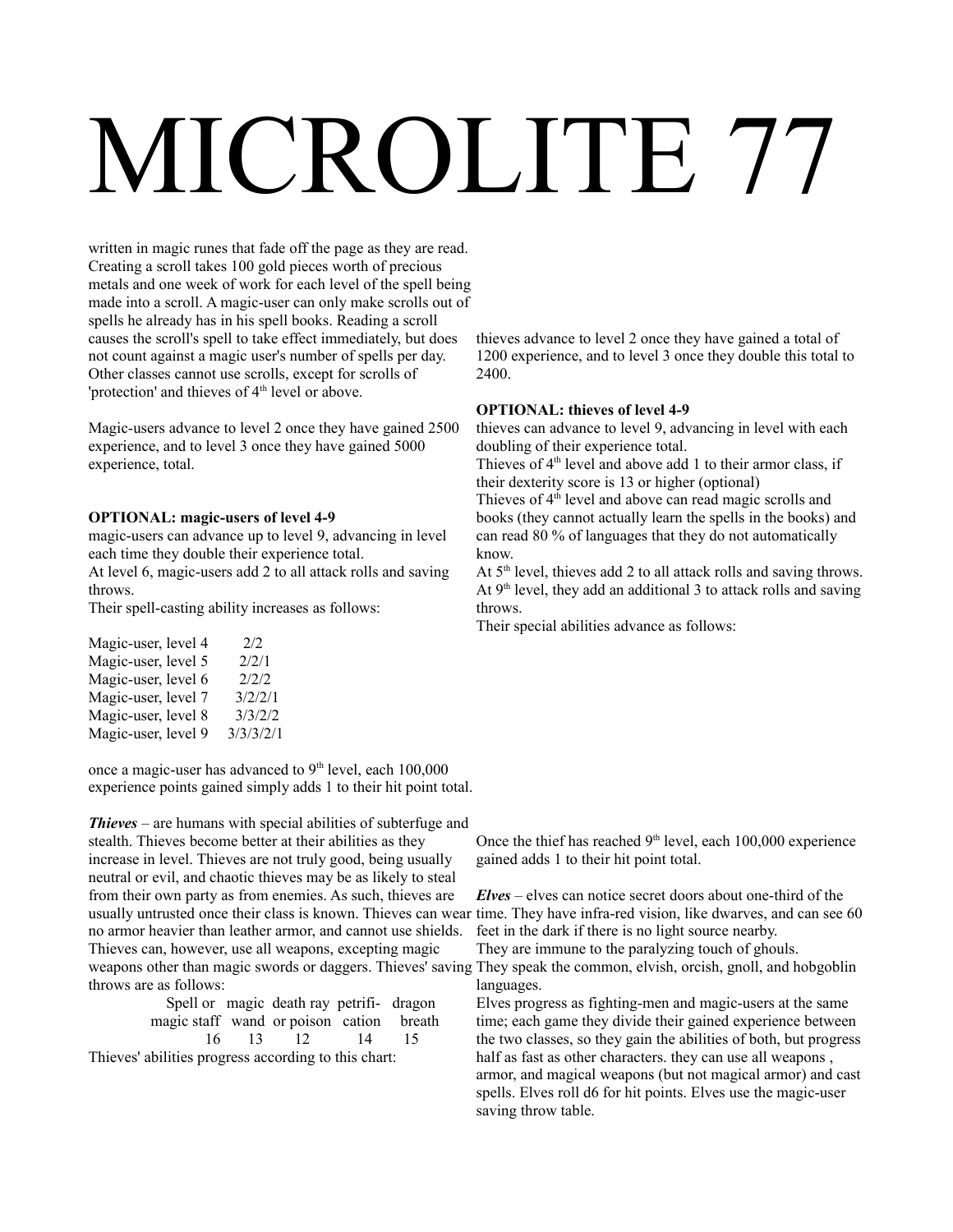# MICROLITE 77

written in magic runes that fade off the page as they are read. Creating a scroll takes 100 gold pieces worth of precious metals and one week of work for each level of the spell being made into a scroll. A magic-user can only make scrolls out of spells he already has in his spell books. Reading a scroll causes the scroll's spell to take effect immediately, but does not count against a magic user's number of spells per day. Other classes cannot use scrolls, except for scrolls of 'protection' and thieves of 4th level or above.

Magic-users advance to level 2 once they have gained 2500 experience, and to level 3 once they have gained 5000 experience, total.

**OPTIONAL: magic-users of level 4-9**

magic-users can advance up to level 9, advancing in level each time they double their experience total.

At level 6, magic-users add 2 to all attack rolls and saving throws.

Their spell-casting ability increases as follows:

| | |
|---|---|
| Magic-user, level 4 | 2/2 |
| Magic-user, level 5 | 2/2/1 |
| Magic-user, level 6 | 2/2/2 |
| Magic-user, level 7 | 3/2/2/1 |
| Magic-user, level 8 | 3/3/2/2 |
| Magic-user, level 9 | 3/3/3/2/1 |

once a magic-user has advanced to 9th level, each 100,000 experience points gained simply adds 1 to their hit point total.

***Thieves*** – are humans with special abilities of subterfuge and stealth. Thieves become better at their abilities as they increase in level. Thieves are not truly good, being usually neutral or evil, and chaotic thieves may be as likely to steal from their own party as from enemies. As such, thieves are usually untrusted once their class is known. Thieves can wear no armor heavier than leather armor, and cannot use shields. Thieves can, however, use all weapons, excepting magic weapons other than magic swords or daggers. Thieves' saving throws are as follows:

| Spell or magic staff | magic wand | death ray or poison | petrification | dragon breath |
|---|---|---|---|---|
| 16 | 13 | 12 | 14 | 15 |

Thieves' abilities progress according to this chart:

thieves advance to level 2 once they have gained a total of 1200 experience, and to level 3 once they double this total to 2400.

**OPTIONAL: thieves of level 4-9**

thieves can advance to level 9, advancing in level with each doubling of their experience total.

Thieves of 4th level and above add 1 to their armor class, if their dexterity score is 13 or higher (optional)

Thieves of 4th level and above can read magic scrolls and books (they cannot actually learn the spells in the books) and can read 80 % of languages that they do not automatically know.

At 5th level, thieves add 2 to all attack rolls and saving throws. At 9th level, they add an additional 3 to attack rolls and saving throws.

Their special abilities advance as follows:

Once the thief has reached 9th level, each 100,000 experience gained adds 1 to their hit point total.

***Elves*** – elves can notice secret doors about one-third of the time. They have infra-red vision, like dwarves, and can see 60 feet in the dark if there is no light source nearby.

They are immune to the paralyzing touch of ghouls.

They speak the common, elvish, orcish, gnoll, and hobgoblin languages.

Elves progress as fighting-men and magic-users at the same time; each game they divide their gained experience between the two classes, so they gain the abilities of both, but progress half as fast as other characters. they can use all weapons , armor, and magical weapons (but not magical armor) and cast spells. Elves roll d6 for hit points. Elves use the magic-user saving throw table.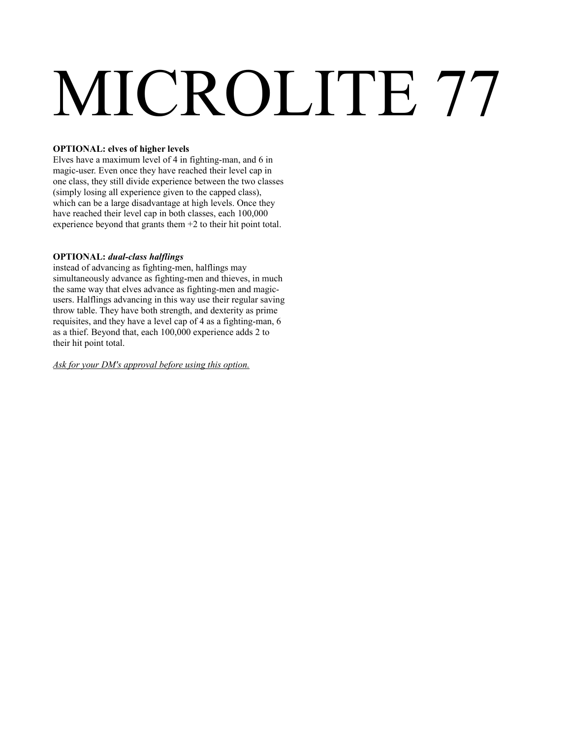# MICROLITE 77

**OPTIONAL: elves of higher levels**
Elves have a maximum level of 4 in fighting-man, and 6 in magic-user. Even once they have reached their level cap in one class, they still divide experience between the two classes (simply losing all experience given to the capped class), which can be a large disadvantage at high levels. Once they have reached their level cap in both classes, each 100,000 experience beyond that grants them +2 to their hit point total.

**OPTIONAL:** ***dual-class halflings***
instead of advancing as fighting-men, halflings may simultaneously advance as fighting-men and thieves, in much the same way that elves advance as fighting-men and magic-users. Halflings advancing in this way use their regular saving throw table. They have both strength, and dexterity as prime requisites, and they have a level cap of 4 as a fighting-man, 6 as a thief. Beyond that, each 100,000 experience adds 2 to their hit point total.

<u>*Ask for your DM's approval before using this option.*</u>